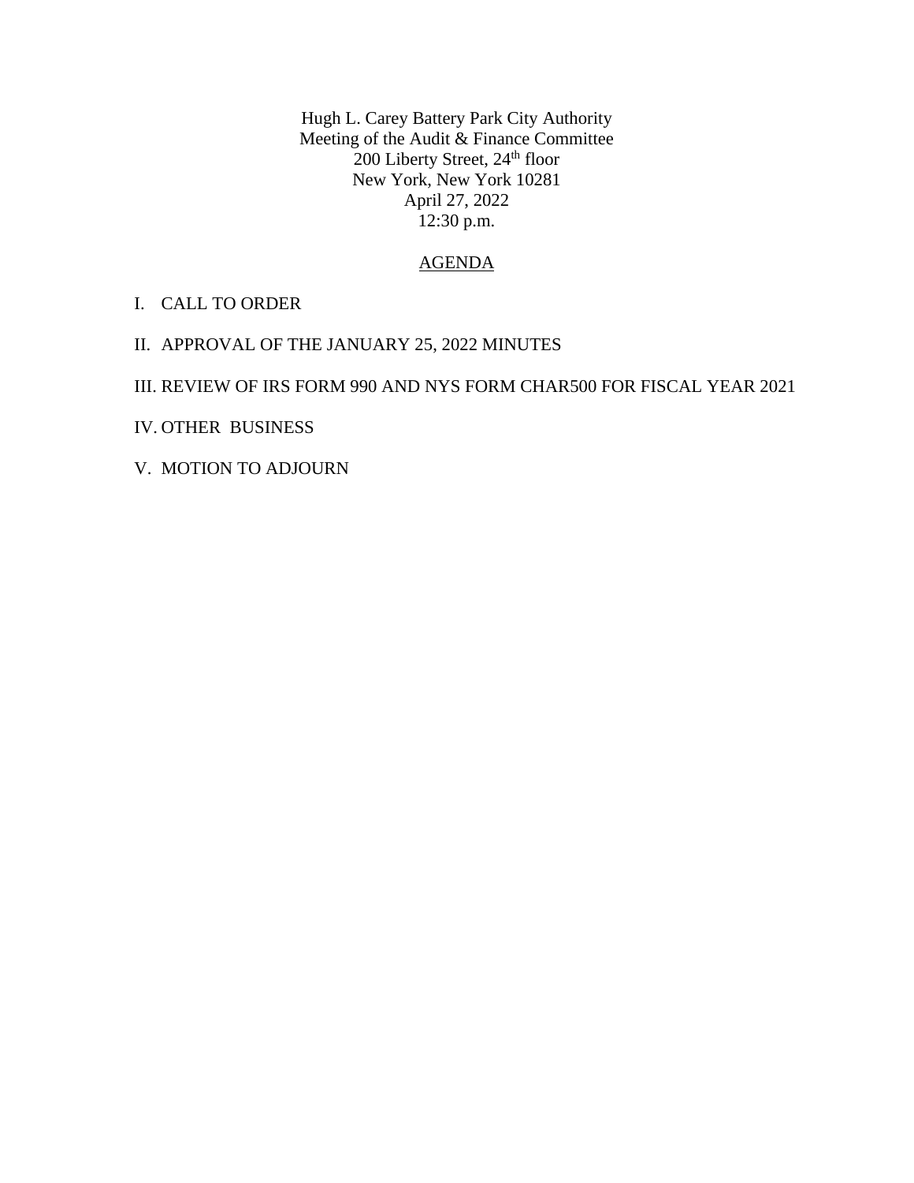Hugh L. Carey Battery Park City Authority
Meeting of the Audit & Finance Committee
200 Liberty Street, 24th floor
New York, New York 10281
April 27, 2022
12:30 p.m.

## AGENDA

I. CALL TO ORDER

II. APPROVAL OF THE JANUARY 25, 2022 MINUTES

III. REVIEW OF IRS FORM 990 AND NYS FORM CHAR500 FOR FISCAL YEAR 2021

IV. OTHER BUSINESS

V. MOTION TO ADJOURN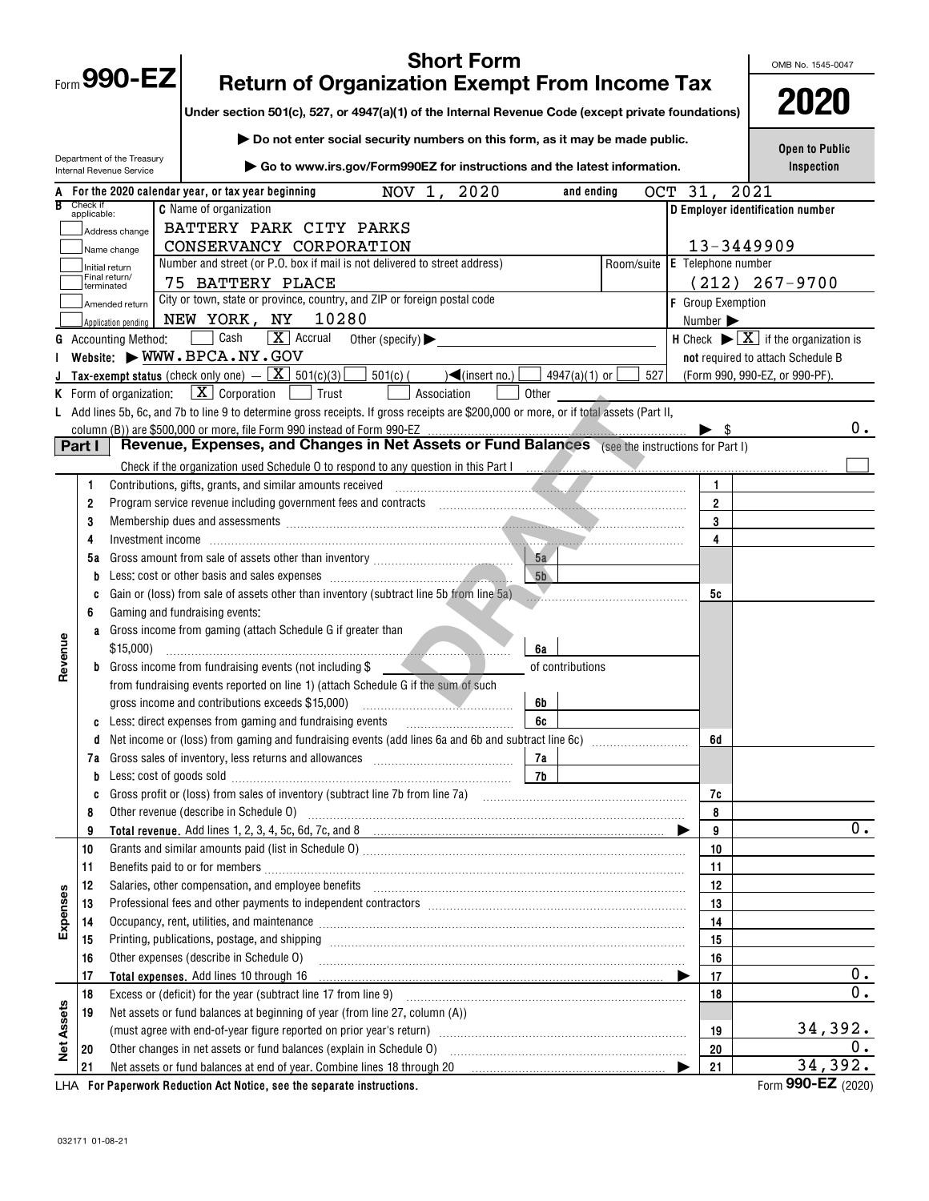# Form 990-EZ — Short Form Return of Organization Exempt From Income Tax — 2020

Under section 501(c), 527, or 4947(a)(1) of the Internal Revenue Code (except private foundations)

▶ Do not enter social security numbers on this form, as it may be made public.

▶ Go to www.irs.gov/Form990EZ for instructions and the latest information.

Department of the Treasury
Internal Revenue Service

OMB No. 1545-0047

Open to Public Inspection

**A** For the 2020 calendar year, or tax year beginning NOV 1, 2020 and ending OCT 31, 2021

**B** Check if applicable:
- [ ] Address change
- [ ] Name change
- [ ] Initial return
- [ ] Final return/terminated
- [ ] Amended return
- [ ] Application pending

**C** Name of organization: BATTERY PARK CITY PARKS CONSERVANCY CORPORATION

Number and street (or P.O. box if mail is not delivered to street address): 75 BATTERY PLACE — Room/suite:

City or town, state or province, country, and ZIP or foreign postal code: NEW YORK, NY 10280

**D** Employer identification number: 13-3449909

**E** Telephone number: (212) 267-9700

**F** Group Exemption Number ▶

**G** Accounting Method: [ ] Cash [X] Accrual Other (specify) ▶

**H** Check ▶ [X] if the organization is **not** required to attach Schedule B (Form 990, 990-EZ, or 990-PF).

**I** Website: ▶ WWW.BPCA.NY.GOV

**J** Tax-exempt status (check only one) — [X] 501(c)(3) [ ] 501(c) ( ) ◀(insert no.) [ ] 4947(a)(1) or [ ] 527

**K** Form of organization: [X] Corporation [ ] Trust [ ] Association [ ] Other

**L** Add lines 5b, 6c, and 7b to line 9 to determine gross receipts. If gross receipts are $200,000 or more, or if total assets (Part II, column (B)) are $500,000 or more, file Form 990 instead of Form 990-EZ ▶ $ 0.

## Part I — Revenue, Expenses, and Changes in Net Assets or Fund Balances (see the instructions for Part I)

Check if the organization used Schedule O to respond to any question in this Part I [ ]

| Section | Line | Description | Sub-line | Sub-amount | Line | Amount |
|---|---|---|---|---|---|---|
| Revenue | 1 | Contributions, gifts, grants, and similar amounts received | | | 1 | |
| | 2 | Program service revenue including government fees and contracts | | | 2 | |
| | 3 | Membership dues and assessments | | | 3 | |
| | 4 | Investment income | | | 4 | |
| | 5a | Gross amount from sale of assets other than inventory | 5a | | | |
| | b | Less: cost or other basis and sales expenses | 5b | | | |
| | c | Gain or (loss) from sale of assets other than inventory (subtract line 5b from line 5a) | | | 5c | |
| | 6 | Gaming and fundraising events: | | | | |
| | a | Gross income from gaming (attach Schedule G if greater than $15,000) | 6a | | | |
| | b | Gross income from fundraising events (not including $ ______ of contributions from fundraising events reported on line 1) (attach Schedule G if the sum of such gross income and contributions exceeds $15,000) | 6b | | | |
| | c | Less: direct expenses from gaming and fundraising events | 6c | | | |
| | d | Net income or (loss) from gaming and fundraising events (add lines 6a and 6b and subtract line 6c) | | | 6d | |
| | 7a | Gross sales of inventory, less returns and allowances | 7a | | | |
| | b | Less: cost of goods sold | 7b | | | |
| | c | Gross profit or (loss) from sales of inventory (subtract line 7b from line 7a) | | | 7c | |
| | 8 | Other revenue (describe in Schedule O) | | | 8 | |
| | 9 | **Total revenue.** Add lines 1, 2, 3, 4, 5c, 6d, 7c, and 8 ▶ | | | 9 | 0. |
| Expenses | 10 | Grants and similar amounts paid (list in Schedule O) | | | 10 | |
| | 11 | Benefits paid to or for members | | | 11 | |
| | 12 | Salaries, other compensation, and employee benefits | | | 12 | |
| | 13 | Professional fees and other payments to independent contractors | | | 13 | |
| | 14 | Occupancy, rent, utilities, and maintenance | | | 14 | |
| | 15 | Printing, publications, postage, and shipping | | | 15 | |
| | 16 | Other expenses (describe in Schedule O) | | | 16 | |
| | 17 | **Total expenses.** Add lines 10 through 16 ▶ | | | 17 | 0. |
| Net Assets | 18 | Excess or (deficit) for the year (subtract line 17 from line 9) | | | 18 | 0. |
| | 19 | Net assets or fund balances at beginning of year (from line 27, column (A)) (must agree with end-of-year figure reported on prior year's return) | | | 19 | 34,392. |
| | 20 | Other changes in net assets or fund balances (explain in Schedule O) | | | 20 | 0. |
| | 21 | Net assets or fund balances at end of year. Combine lines 18 through 20 ▶ | | | 21 | 34,392. |

LHA For Paperwork Reduction Act Notice, see the separate instructions. Form **990-EZ** (2020)

032171 01-08-21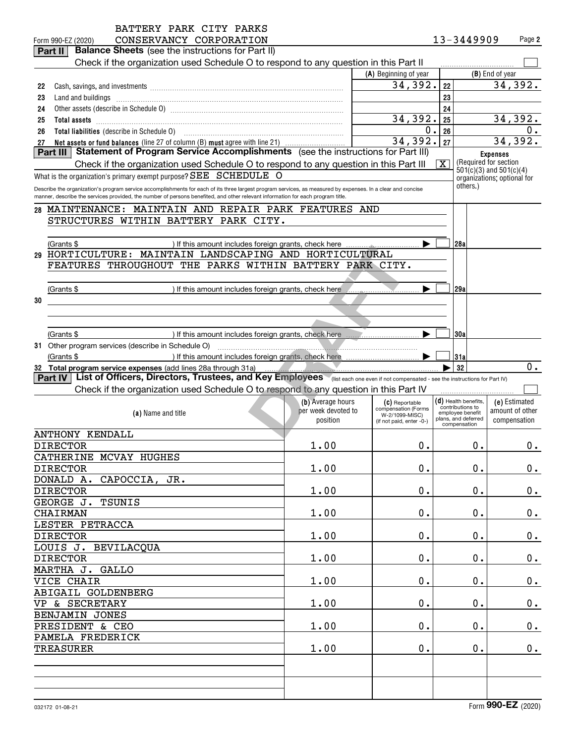BATTERY PARK CITY PARKS CONSERVANCY CORPORATION

Form 990-EZ (2020) 13-3449909 Page 2

**Part II** **Balance Sheets** (see the instructions for Part II)

Check if the organization used Schedule O to respond to any question in this Part II ☐

| | | (A) Beginning of year | | (B) End of year |
|---|---|---|---|---|
| 22 | Cash, savings, and investments | 34,392. | 22 | 34,392. |
| 23 | Land and buildings | | 23 | |
| 24 | Other assets (describe in Schedule O) | | 24 | |
| 25 | **Total assets** | 34,392. | 25 | 34,392. |
| 26 | **Total liabilities** (describe in Schedule O) | 0. | 26 | 0. |
| 27 | **Net assets or fund balances** (line 27 of column (B) **must** agree with line 21) | 34,392. | 27 | 34,392. |

**Part III** **Statement of Program Service Accomplishments** (see the instructions for Part III)

Check if the organization used Schedule O to respond to any question in this Part III ☒

What is the organization's primary exempt purpose? SEE SCHEDULE O

Describe the organization's program service accomplishments for each of its three largest program services, as measured by expenses. In a clear and concise manner, describe the services provided, the number of persons benefited, and other relevant information for each program title.

**Expenses** (Required for section 501(c)(3) and 501(c)(4) organizations; optional for others.)

28 MAINTENANCE: MAINTAIN AND REPAIR PARK FEATURES AND STRUCTURES WITHIN BATTERY PARK CITY.

(Grants $ ) If this amount includes foreign grants, check here ☐ 28a

29 HORTICULTURE: MAINTAIN LANDSCAPING AND HORTICULTURAL FEATURES THROUGHOUT THE PARKS WITHIN BATTERY PARK CITY.

(Grants $ ) If this amount includes foreign grants, check here ☐ 29a

30

(Grants $ ) If this amount includes foreign grants, check here ☐ 30a

31 Other program services (describe in Schedule O)

(Grants $ ) If this amount includes foreign grants, check here ☐ 31a

32 **Total program service expenses** (add lines 28a through 31a) 32 0.

**Part IV** **List of Officers, Directors, Trustees, and Key Employees** (list each one even if not compensated - see the instructions for Part IV)

Check if the organization used Schedule O to respond to any question in this Part IV ☐

| (a) Name and title | (b) Average hours per week devoted to position | (c) Reportable compensation (Forms W-2/1099-MISC) (if not paid, enter -0-) | (d) Health benefits, contributions to employee benefit plans, and deferred compensation | (e) Estimated amount of other compensation |
|---|---|---|---|---|
| ANTHONY KENDALL<br>DIRECTOR | 1.00 | 0. | 0. | 0. |
| CATHERINE MCVAY HUGHES<br>DIRECTOR | 1.00 | 0. | 0. | 0. |
| DONALD A. CAPOCCIA, JR.<br>DIRECTOR | 1.00 | 0. | 0. | 0. |
| GEORGE J. TSUNIS<br>CHAIRMAN | 1.00 | 0. | 0. | 0. |
| LESTER PETRACCA<br>DIRECTOR | 1.00 | 0. | 0. | 0. |
| LOUIS J. BEVILACQUA<br>DIRECTOR | 1.00 | 0. | 0. | 0. |
| MARTHA J. GALLO<br>VICE CHAIR | 1.00 | 0. | 0. | 0. |
| ABIGAIL GOLDENBERG<br>VP & SECRETARY | 1.00 | 0. | 0. | 0. |
| BENJAMIN JONES<br>PRESIDENT & CEO | 1.00 | 0. | 0. | 0. |
| PAMELA FREDERICK<br>TREASURER | 1.00 | 0. | 0. | 0. |

032172 01-08-21 Form **990-EZ** (2020)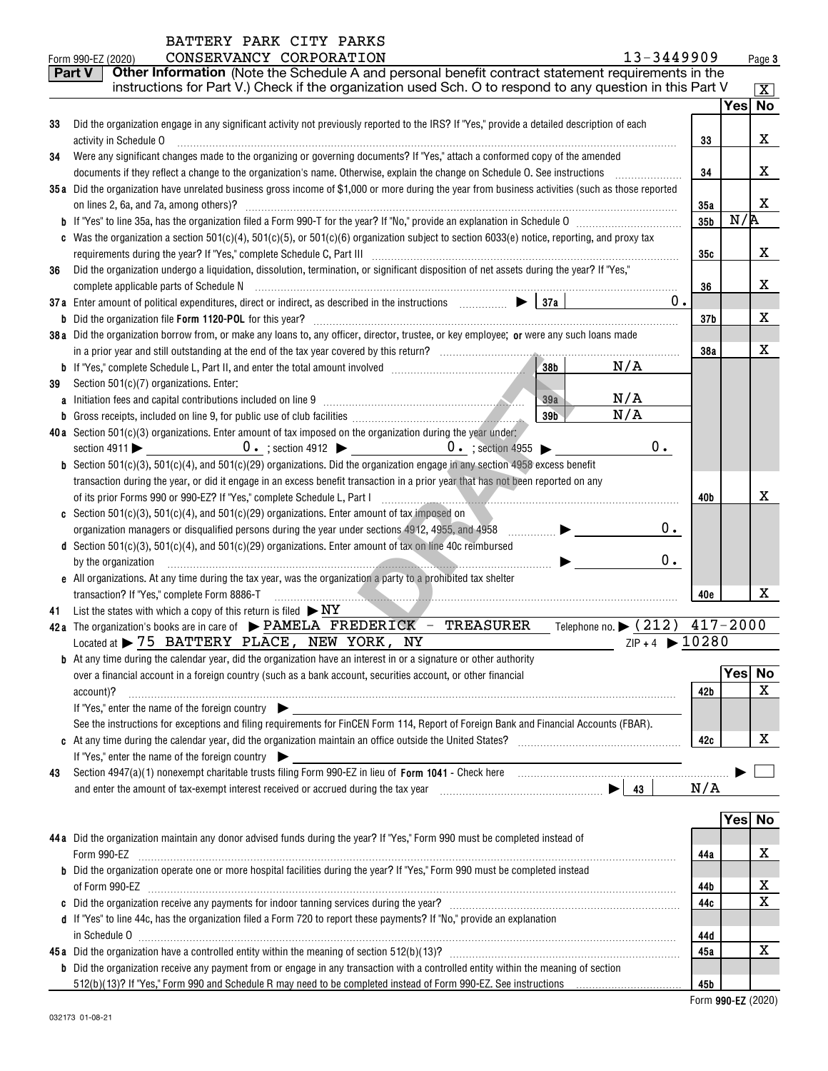BATTERY PARK CITY PARKS

Form 990-EZ (2020) CONSERVANCY CORPORATION 13-3449909

**Part V** **Other Information** (Note the Schedule A and personal benefit contract statement requirements in the instructions for Part V.) Check if the organization used Sch. O to respond to any question in this Part V [X]

| | | | Yes | No |
|---|---|---|---|---|
| 33 | Did the organization engage in any significant activity not previously reported to the IRS? If "Yes," provide a detailed description of each activity in Schedule O | 33 | | X |
| 34 | Were any significant changes made to the organizing or governing documents? If "Yes," attach a conformed copy of the amended documents if they reflect a change to the organization's name. Otherwise, explain the change on Schedule O. See instructions | 34 | | X |
| 35a | Did the organization have unrelated business gross income of $1,000 or more during the year from business activities (such as those reported on lines 2, 6a, and 7a, among others)? | 35a | | X |
| b | If "Yes" to line 35a, has the organization filed a Form 990-T for the year? If "No," provide an explanation in Schedule O | 35b | N/A | |
| c | Was the organization a section 501(c)(4), 501(c)(5), or 501(c)(6) organization subject to section 6033(e) notice, reporting, and proxy tax requirements during the year? If "Yes," complete Schedule C, Part III | 35c | | X |
| 36 | Did the organization undergo a liquidation, dissolution, termination, or significant disposition of net assets during the year? If "Yes," complete applicable parts of Schedule N | 36 | | X |
| 37a | Enter amount of political expenditures, direct or indirect, as described in the instructions ▶ 37a 0. | | | |
| b | Did the organization file **Form 1120-POL** for this year? | 37b | | X |
| 38a | Did the organization borrow from, or make any loans to, any officer, director, trustee, or key employee; **or** were any such loans made in a prior year and still outstanding at the end of the tax year covered by this return? | 38a | | X |
| b | If "Yes," complete Schedule L, Part II, and enter the total amount involved 38b N/A | | | |
| 39 | Section 501(c)(7) organizations. Enter: | | | |
| a | Initiation fees and capital contributions included on line 9 39a N/A | | | |
| b | Gross receipts, included on line 9, for public use of club facilities 39b N/A | | | |
| 40a | Section 501(c)(3) organizations. Enter amount of tax imposed on the organization during the year under: section 4911 ▶ 0. ; section 4912 ▶ 0. ; section 4955 ▶ 0. | | | |
| b | Section 501(c)(3), 501(c)(4), and 501(c)(29) organizations. Did the organization engage in any section 4958 excess benefit transaction during the year, or did it engage in an excess benefit transaction in a prior year that has not been reported on any of its prior Forms 990 or 990-EZ? If "Yes," complete Schedule L, Part I | 40b | | X |
| c | Section 501(c)(3), 501(c)(4), and 501(c)(29) organizations. Enter amount of tax imposed on organization managers or disqualified persons during the year under sections 4912, 4955, and 4958 ▶ 0. | | | |
| d | Section 501(c)(3), 501(c)(4), and 501(c)(29) organizations. Enter amount of tax on line 40c reimbursed by the organization ▶ 0. | | | |
| e | All organizations. At any time during the tax year, was the organization a party to a prohibited tax shelter transaction? If "Yes," complete Form 8886-T | 40e | | X |

41 List the states with which a copy of this return is filed ▶ NY

42a The organization's books are in care of ▶ PAMELA FREDERICK - TREASURER Telephone no. ▶ (212) 417-2000
Located at ▶ 75 BATTERY PLACE, NEW YORK, NY ZIP + 4 ▶ 10280

| | | | Yes | No |
|---|---|---|---|---|
| b | At any time during the calendar year, did the organization have an interest in or a signature or other authority over a financial account in a foreign country (such as a bank account, securities account, or other financial account)? If "Yes," enter the name of the foreign country ▶ See the instructions for exceptions and filing requirements for FinCEN Form 114, Report of Foreign Bank and Financial Accounts (FBAR). | 42b | | X |
| c | At any time during the calendar year, did the organization maintain an office outside the United States? If "Yes," enter the name of the foreign country ▶ | 42c | | X |

43 Section 4947(a)(1) nonexempt charitable trusts filing Form 990-EZ in lieu of **Form 1041** - Check here ▶ [ ] and enter the amount of tax-exempt interest received or accrued during the tax year ▶ 43 N/A

| | | | Yes | No |
|---|---|---|---|---|
| 44a | Did the organization maintain any donor advised funds during the year? If "Yes," Form 990 must be completed instead of Form 990-EZ | 44a | | X |
| b | Did the organization operate one or more hospital facilities during the year? If "Yes," Form 990 must be completed instead of Form 990-EZ | 44b | | X |
| c | Did the organization receive any payments for indoor tanning services during the year? | 44c | | X |
| d | If "Yes" to line 44c, has the organization filed a Form 720 to report these payments? If "No," provide an explanation in Schedule O | 44d | | |
| 45a | Did the organization have a controlled entity within the meaning of section 512(b)(13)? | 45a | | X |
| b | Did the organization receive any payment from or engage in any transaction with a controlled entity within the meaning of section 512(b)(13)? If "Yes," Form 990 and Schedule R may need to be completed instead of Form 990-EZ. See instructions | 45b | | |

Form **990-EZ** (2020)

032173 01-08-21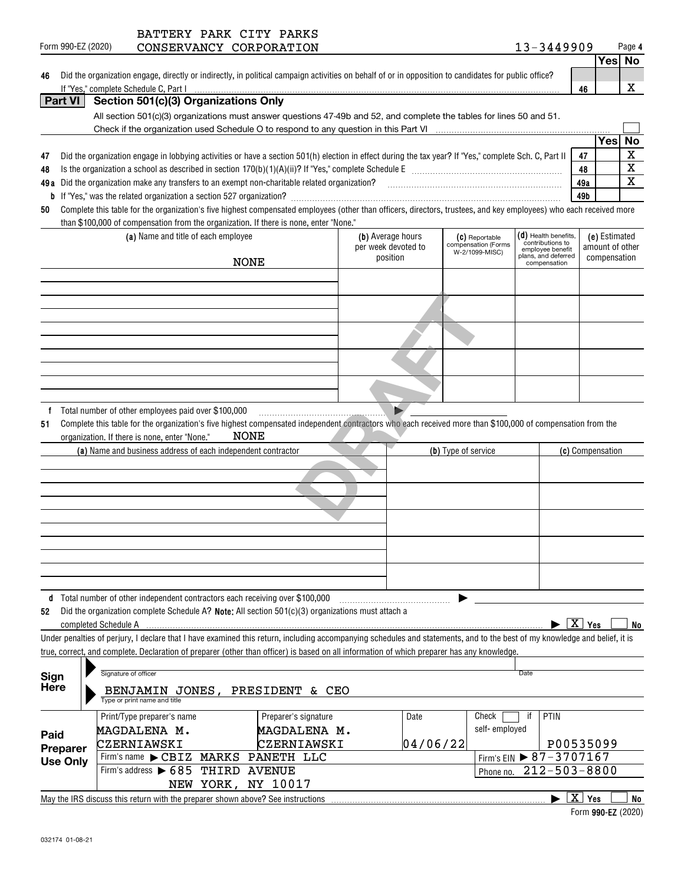BATTERY PARK CITY PARKS CONSERVANCY CORPORATION

Form 990-EZ (2020) 13-3449909

| | | | Yes | No |
|---|---|---|---|---|
| **46** | Did the organization engage, directly or indirectly, in political campaign activities on behalf of or in opposition to candidates for public office? If "Yes," complete Schedule C, Part I | 46 | | X |

## Part VI Section 501(c)(3) Organizations Only

All section 501(c)(3) organizations must answer questions 47-49b and 52, and complete the tables for lines 50 and 51.

Check if the organization used Schedule O to respond to any question in this Part VI ☐

| | | | Yes | No |
|---|---|---|---|---|
| **47** | Did the organization engage in lobbying activities or have a section 501(h) election in effect during the tax year? If "Yes," complete Sch. C, Part II | 47 | | X |
| **48** | Is the organization a school as described in section 170(b)(1)(A)(ii)? If "Yes," complete Schedule E | 48 | | X |
| **49a** | Did the organization make any transfers to an exempt non-charitable related organization? | 49a | | X |
| **b** | If "Yes," was the related organization a section 527 organization? | 49b | | |

**50** Complete this table for the organization's five highest compensated employees (other than officers, directors, trustees, and key employees) who each received more than $100,000 of compensation from the organization. If there is none, enter "None."

| (a) Name and title of each employee | (b) Average hours per week devoted to position | (c) Reportable compensation (Forms W-2/1099-MISC) | (d) Health benefits, contributions to employee benefit plans, and deferred compensation | (e) Estimated amount of other compensation |
|---|---|---|---|---|
| NONE | | | | |
| | | | | |
| | | | | |
| | | | | |
| | | | | |

**f** Total number of other employees paid over $100,000 ▶

**51** Complete this table for the organization's five highest compensated independent contractors who each received more than $100,000 of compensation from the organization. If there is none, enter "None." NONE

| (a) Name and business address of each independent contractor | (b) Type of service | (c) Compensation |
|---|---|---|
| | | |
| | | |
| | | |
| | | |
| | | |

**d** Total number of other independent contractors each receiving over $100,000 ▶

**52** Did the organization complete Schedule A? **Note:** All section 501(c)(3) organizations must attach a completed Schedule A ▶ ☒ Yes ☐ No

Under penalties of perjury, I declare that I have examined this return, including accompanying schedules and statements, and to the best of my knowledge and belief, it is true, correct, and complete. Declaration of preparer (other than officer) is based on all information of which preparer has any knowledge.

**Sign Here**

Signature of officer | Date

BENJAMIN JONES, PRESIDENT & CEO
Type or print name and title

| **Paid Preparer Use Only** | Print/Type preparer's name | Preparer's signature | Date | Check ☐ if self-employed | PTIN |
|---|---|---|---|---|---|
| | MAGDALENA M. CZERNIAWSKI | MAGDALENA M. CZERNIAWSKI | 04/06/22 | | P00535099 |
| | Firm's name ▶ CBIZ MARKS PANETH LLC | | | Firm's EIN ▶ 87-3707167 | |
| | Firm's address ▶ 685 THIRD AVENUE NEW YORK, NY 10017 | | | Phone no. 212-503-8800 | |

May the IRS discuss this return with the preparer shown above? See instructions ▶ ☒ Yes ☐ No

Form **990-EZ** (2020)

032174 01-08-21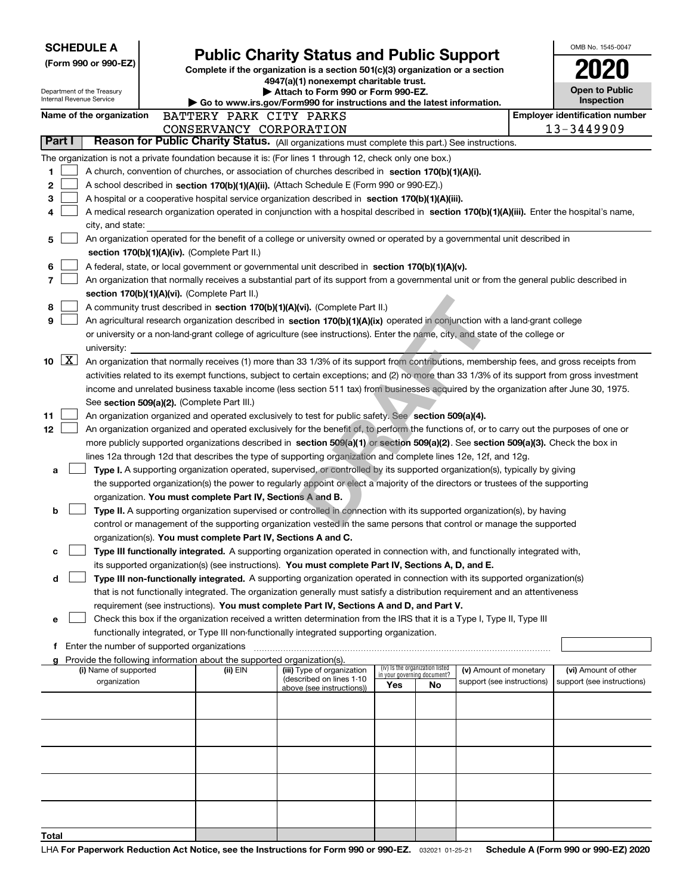**SCHEDULE A**
**(Form 990 or 990-EZ)**

Department of the Treasury
Internal Revenue Service

# Public Charity Status and Public Support

**Complete if the organization is a section 501(c)(3) organization or a section 4947(a)(1) nonexempt charitable trust.**
**▶ Attach to Form 990 or Form 990-EZ.**
**▶ Go to www.irs.gov/Form990 for instructions and the latest information.**

OMB No. 1545-0047

**2020**

**Open to Public Inspection**

**Name of the organization** BATTERY PARK CITY PARKS CONSERVANCY CORPORATION

**Employer identification number** 13-3449909

## Part I Reason for Public Charity Status. (All organizations must complete this part.) See instructions.

The organization is not a private foundation because it is: (For lines 1 through 12, check only one box.)

1. ☐ A church, convention of churches, or association of churches described in **section 170(b)(1)(A)(i).**
2. ☐ A school described in **section 170(b)(1)(A)(ii).** (Attach Schedule E (Form 990 or 990-EZ).)
3. ☐ A hospital or a cooperative hospital service organization described in **section 170(b)(1)(A)(iii).**
4. ☐ A medical research organization operated in conjunction with a hospital described in **section 170(b)(1)(A)(iii).** Enter the hospital's name, city, and state:
5. ☐ An organization operated for the benefit of a college or university owned or operated by a governmental unit described in **section 170(b)(1)(A)(iv).** (Complete Part II.)
6. ☐ A federal, state, or local government or governmental unit described in **section 170(b)(1)(A)(v).**
7. ☐ An organization that normally receives a substantial part of its support from a governmental unit or from the general public described in **section 170(b)(1)(A)(vi).** (Complete Part II.)
8. ☐ A community trust described in **section 170(b)(1)(A)(vi).** (Complete Part II.)
9. ☐ An agricultural research organization described in **section 170(b)(1)(A)(ix)** operated in conjunction with a land-grant college or university or a non-land-grant college of agriculture (see instructions). Enter the name, city, and state of the college or university:
10. ☒ An organization that normally receives (1) more than 33 1/3% of its support from contributions, membership fees, and gross receipts from activities related to its exempt functions, subject to certain exceptions; and (2) no more than 33 1/3% of its support from gross investment income and unrelated business taxable income (less section 511 tax) from businesses acquired by the organization after June 30, 1975. See **section 509(a)(2).** (Complete Part III.)
11. ☐ An organization organized and operated exclusively to test for public safety. See **section 509(a)(4).**
12. ☐ An organization organized and operated exclusively for the benefit of, to perform the functions of, or to carry out the purposes of one or more publicly supported organizations described in **section 509(a)(1)** or **section 509(a)(2).** See **section 509(a)(3).** Check the box in lines 12a through 12d that describes the type of supporting organization and complete lines 12e, 12f, and 12g.
   - **a** ☐ **Type I.** A supporting organization operated, supervised, or controlled by its supported organization(s), typically by giving the supported organization(s) the power to regularly appoint or elect a majority of the directors or trustees of the supporting organization. **You must complete Part IV, Sections A and B.**
   - **b** ☐ **Type II.** A supporting organization supervised or controlled in connection with its supported organization(s), by having control or management of the supporting organization vested in the same persons that control or manage the supported organization(s). **You must complete Part IV, Sections A and C.**
   - **c** ☐ **Type III functionally integrated.** A supporting organization operated in connection with, and functionally integrated with, its supported organization(s) (see instructions). **You must complete Part IV, Sections A, D, and E.**
   - **d** ☐ **Type III non-functionally integrated.** A supporting organization operated in connection with its supported organization(s) that is not functionally integrated. The organization generally must satisfy a distribution requirement and an attentiveness requirement (see instructions). **You must complete Part IV, Sections A and D, and Part V.**
   - **e** ☐ Check this box if the organization received a written determination from the IRS that it is a Type I, Type II, Type III functionally integrated, or Type III non-functionally integrated supporting organization.
   - **f** Enter the number of supported organizations
   - **g** Provide the following information about the supported organization(s).

| (i) Name of supported organization | (ii) EIN | (iii) Type of organization (described on lines 1-10 above (see instructions)) | (iv) Is the organization listed in your governing document? Yes | No | (v) Amount of monetary support (see instructions) | (vi) Amount of other support (see instructions) |
|---|---|---|---|---|---|---|
| | | | | | | |
| | | | | | | |
| | | | | | | |
| | | | | | | |
| | | | | | | |
| **Total** | | | | | | |

LHA **For Paperwork Reduction Act Notice, see the Instructions for Form 990 or 990-EZ.** 032021 01-25-21 **Schedule A (Form 990 or 990-EZ) 2020**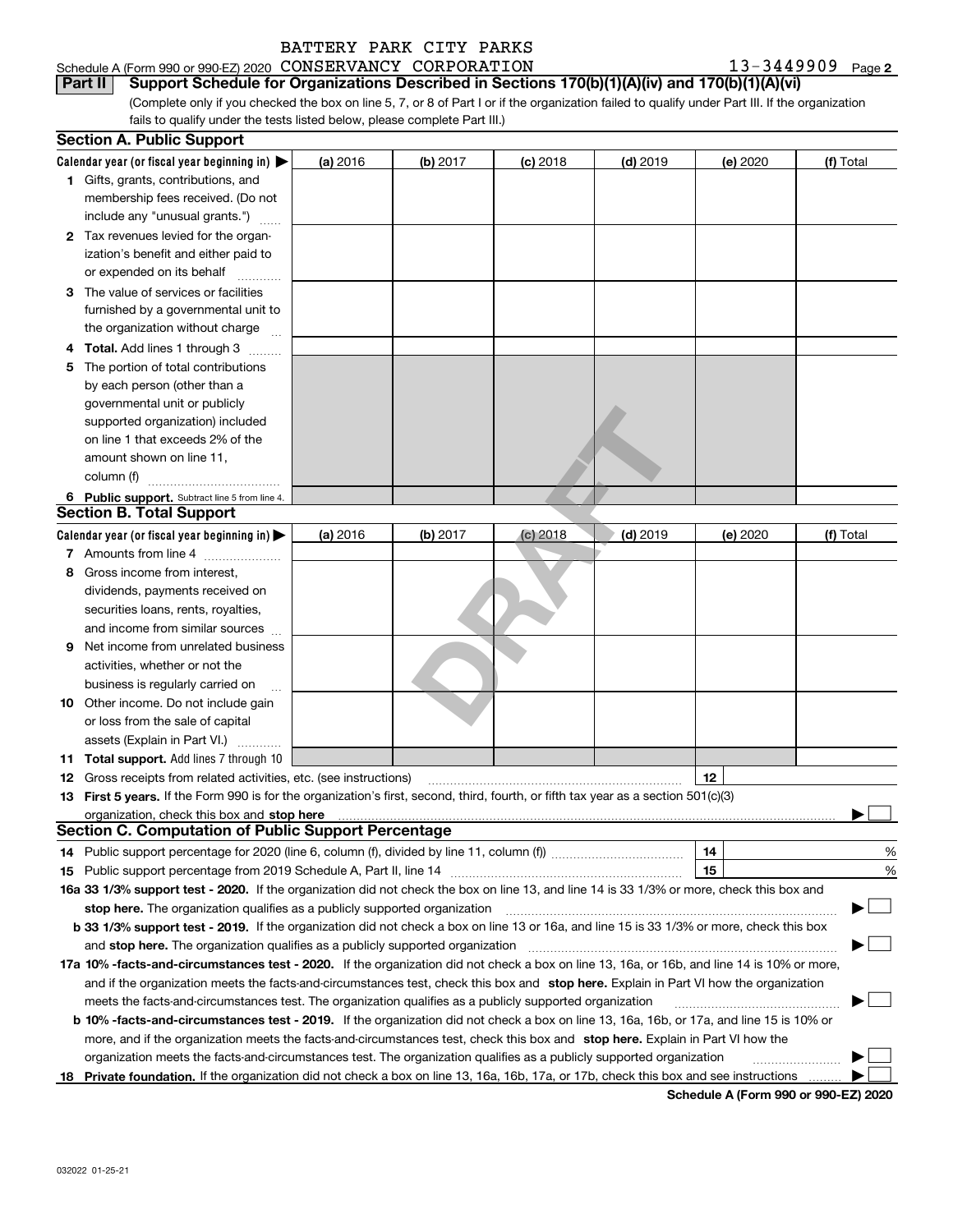BATTERY PARK CITY PARKS

Schedule A (Form 990 or 990-EZ) 2020 CONSERVANCY CORPORATION 13-3449909 Page **2**

**Part II** **Support Schedule for Organizations Described in Sections 170(b)(1)(A)(iv) and 170(b)(1)(A)(vi)**

(Complete only if you checked the box on line 5, 7, or 8 of Part I or if the organization failed to qualify under Part III. If the organization fails to qualify under the tests listed below, please complete Part III.)

### Section A. Public Support

| Calendar year (or fiscal year beginning in) ▶ | (a) 2016 | (b) 2017 | (c) 2018 | (d) 2019 | (e) 2020 | (f) Total |
|---|---|---|---|---|---|---|
| **1** Gifts, grants, contributions, and membership fees received. (Do not include any "unusual grants.") | | | | | | |
| **2** Tax revenues levied for the organization's benefit and either paid to or expended on its behalf | | | | | | |
| **3** The value of services or facilities furnished by a governmental unit to the organization without charge | | | | | | |
| **4** **Total.** Add lines 1 through 3 | | | | | | |
| **5** The portion of total contributions by each person (other than a governmental unit or publicly supported organization) included on line 1 that exceeds 2% of the amount shown on line 11, column (f) | | | | | | |
| **6** **Public support.** Subtract line 5 from line 4. | | | | | | |

### Section B. Total Support

| Calendar year (or fiscal year beginning in) ▶ | (a) 2016 | (b) 2017 | (c) 2018 | (d) 2019 | (e) 2020 | (f) Total |
|---|---|---|---|---|---|---|
| **7** Amounts from line 4 | | | | | | |
| **8** Gross income from interest, dividends, payments received on securities loans, rents, royalties, and income from similar sources | | | | | | |
| **9** Net income from unrelated business activities, whether or not the business is regularly carried on | | | | | | |
| **10** Other income. Do not include gain or loss from the sale of capital assets (Explain in Part VI.) | | | | | | |
| **11** **Total support.** Add lines 7 through 10 | | | | | | |

**12** Gross receipts from related activities, etc. (see instructions) **12**

**13** **First 5 years.** If the Form 990 is for the organization's first, second, third, fourth, or fifth tax year as a section 501(c)(3) organization, check this box and **stop here** ▶ ☐

### Section C. Computation of Public Support Percentage

**14** Public support percentage for 2020 (line 6, column (f), divided by line 11, column (f)) **14** %

**15** Public support percentage from 2019 Schedule A, Part II, line 14 **15** %

**16a 33 1/3% support test - 2020.** If the organization did not check the box on line 13, and line 14 is 33 1/3% or more, check this box and **stop here.** The organization qualifies as a publicly supported organization ▶ ☐

**b 33 1/3% support test - 2019.** If the organization did not check a box on line 13 or 16a, and line 15 is 33 1/3% or more, check this box and **stop here.** The organization qualifies as a publicly supported organization ▶ ☐

**17a 10% -facts-and-circumstances test - 2020.** If the organization did not check a box on line 13, 16a, or 16b, and line 14 is 10% or more, and if the organization meets the facts-and-circumstances test, check this box and **stop here.** Explain in Part VI how the organization meets the facts-and-circumstances test. The organization qualifies as a publicly supported organization ▶ ☐

**b 10% -facts-and-circumstances test - 2019.** If the organization did not check a box on line 13, 16a, 16b, or 17a, and line 15 is 10% or more, and if the organization meets the facts-and-circumstances test, check this box and **stop here.** Explain in Part VI how the organization meets the facts-and-circumstances test. The organization qualifies as a publicly supported organization ▶ ☐

**18** **Private foundation.** If the organization did not check a box on line 13, 16a, 16b, 17a, or 17b, check this box and see instructions ▶ ☐

**Schedule A (Form 990 or 990-EZ) 2020**

032022 01-25-21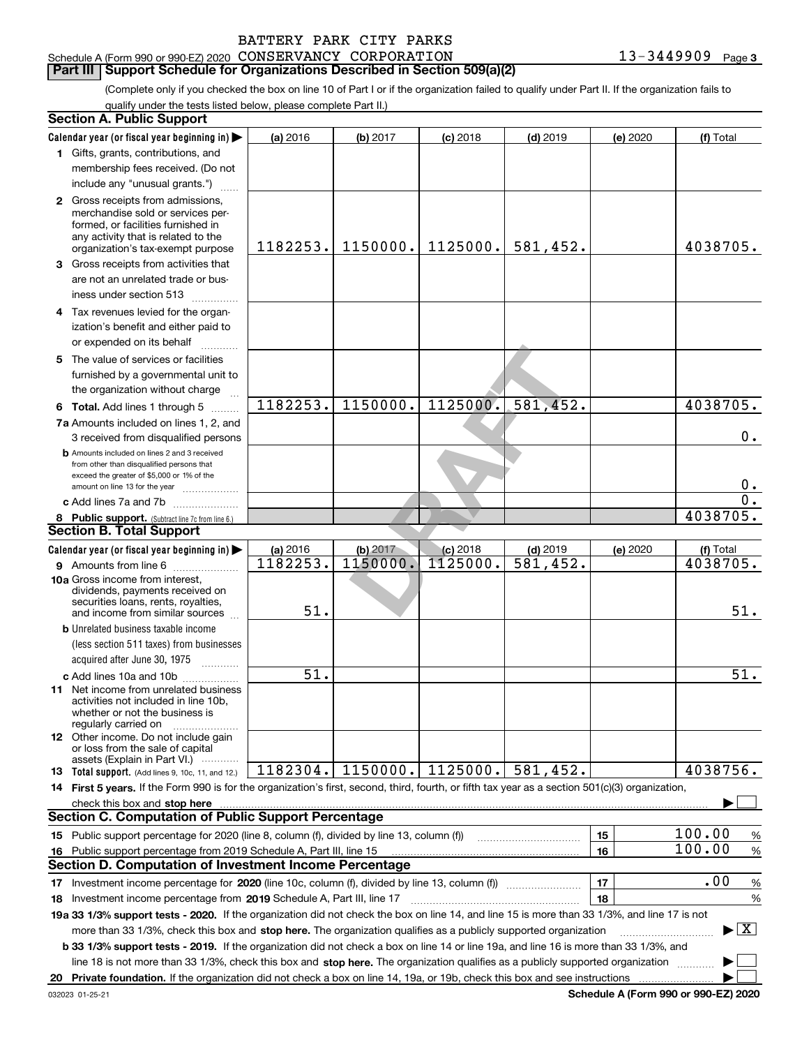BATTERY PARK CITY PARKS

Schedule A (Form 990 or 990-EZ) 2020 CONSERVANCY CORPORATION 13-3449909 Page 3

## Part III Support Schedule for Organizations Described in Section 509(a)(2)

(Complete only if you checked the box on line 10 of Part I or if the organization failed to qualify under Part II. If the organization fails to qualify under the tests listed below, please complete Part II.)

### Section A. Public Support

| Calendar year (or fiscal year beginning in) | (a) 2016 | (b) 2017 | (c) 2018 | (d) 2019 | (e) 2020 | (f) Total |
|---|---|---|---|---|---|---|
| 1 Gifts, grants, contributions, and membership fees received. (Do not include any "unusual grants.") | | | | | | |
| 2 Gross receipts from admissions, merchandise sold or services performed, or facilities furnished in any activity that is related to the organization's tax-exempt purpose | 1182253. | 1150000. | 1125000. | 581,452. | | 4038705. |
| 3 Gross receipts from activities that are not an unrelated trade or business under section 513 | | | | | | |
| 4 Tax revenues levied for the organization's benefit and either paid to or expended on its behalf | | | | | | |
| 5 The value of services or facilities furnished by a governmental unit to the organization without charge | | | | | | |
| 6 Total. Add lines 1 through 5 | 1182253. | 1150000. | 1125000. | 581,452. | | 4038705. |
| 7a Amounts included on lines 1, 2, and 3 received from disqualified persons | | | | | | 0. |
| b Amounts included on lines 2 and 3 received from other than disqualified persons that exceed the greater of $5,000 or 1% of the amount on line 13 for the year | | | | | | 0. |
| c Add lines 7a and 7b | | | | | | 0. |
| 8 Public support. (Subtract line 7c from line 6.) | | | | | | 4038705. |

### Section B. Total Support

| Calendar year (or fiscal year beginning in) | (a) 2016 | (b) 2017 | (c) 2018 | (d) 2019 | (e) 2020 | (f) Total |
|---|---|---|---|---|---|---|
| 9 Amounts from line 6 | 1182253. | 1150000. | 1125000. | 581,452. | | 4038705. |
| 10a Gross income from interest, dividends, payments received on securities loans, rents, royalties, and income from similar sources | 51. | | | | | 51. |
| b Unrelated business taxable income (less section 511 taxes) from businesses acquired after June 30, 1975 | | | | | | |
| c Add lines 10a and 10b | 51. | | | | | 51. |
| 11 Net income from unrelated business activities not included in line 10b, whether or not the business is regularly carried on | | | | | | |
| 12 Other income. Do not include gain or loss from the sale of capital assets (Explain in Part VI.) | | | | | | |
| 13 Total support. (Add lines 9, 10c, 11, and 12.) | 1182304. | 1150000. | 1125000. | 581,452. | | 4038756. |

14 First 5 years. If the Form 990 is for the organization's first, second, third, fourth, or fifth tax year as a section 501(c)(3) organization, check this box and stop here ☐

### Section C. Computation of Public Support Percentage

| | | | |
|---|---|---|---|
| 15 | Public support percentage for 2020 (line 8, column (f), divided by line 13, column (f)) | 15 | 100.00 % |
| 16 | Public support percentage from 2019 Schedule A, Part III, line 15 | 16 | 100.00 % |

### Section D. Computation of Investment Income Percentage

| | | | |
|---|---|---|---|
| 17 | Investment income percentage for 2020 (line 10c, column (f), divided by line 13, column (f)) | 17 | .00 % |
| 18 | Investment income percentage from 2019 Schedule A, Part III, line 17 | 18 | % |

19a 33 1/3% support tests - 2020. If the organization did not check the box on line 14, and line 15 is more than 33 1/3%, and line 17 is not more than 33 1/3%, check this box and stop here. The organization qualifies as a publicly supported organization ☒

b 33 1/3% support tests - 2019. If the organization did not check a box on line 14 or line 19a, and line 16 is more than 33 1/3%, and line 18 is not more than 33 1/3%, check this box and stop here. The organization qualifies as a publicly supported organization ☐

20 Private foundation. If the organization did not check a box on line 14, 19a, or 19b, check this box and see instructions ☐

032023 01-25-21 Schedule A (Form 990 or 990-EZ) 2020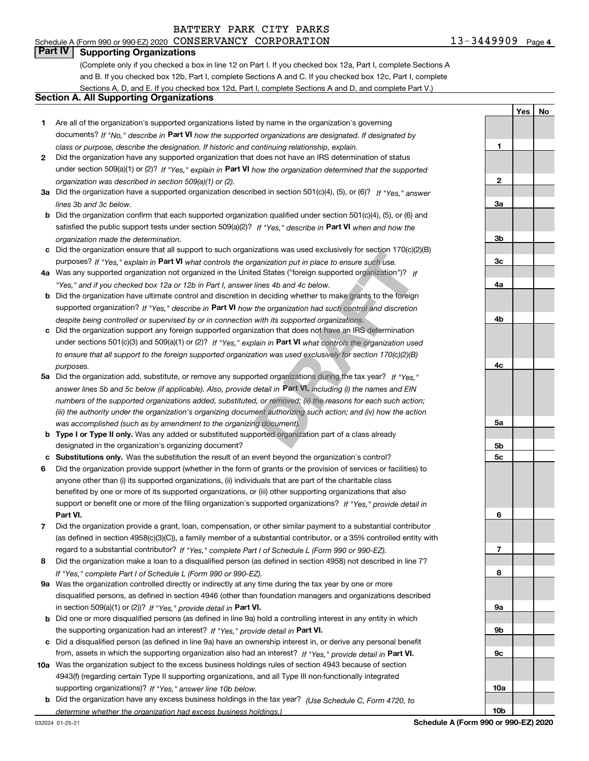BATTERY PARK CITY PARKS

Schedule A (Form 990 or 990-EZ) 2020 CONSERVANCY CORPORATION 13-3449909 Page 4

## Part IV Supporting Organizations

(Complete only if you checked a box in line 12 on Part I. If you checked box 12a, Part I, complete Sections A and B. If you checked box 12b, Part I, complete Sections A and C. If you checked box 12c, Part I, complete Sections A, D, and E. If you checked box 12d, Part I, complete Sections A and D, and complete Part V.)

### Section A. All Supporting Organizations

| | | | Yes | No |
|---|---|---|---|---|
| **1** | Are all of the organization's supported organizations listed by name in the organization's governing documents? *If "No," describe in* **Part VI** *how the supported organizations are designated. If designated by class or purpose, describe the designation. If historic and continuing relationship, explain.* | **1** | | |
| **2** | Did the organization have any supported organization that does not have an IRS determination of status under section 509(a)(1) or (2)? *If "Yes," explain in* **Part VI** *how the organization determined that the supported organization was described in section 509(a)(1) or (2).* | **2** | | |
| **3a** | Did the organization have a supported organization described in section 501(c)(4), (5), or (6)? *If "Yes," answer lines 3b and 3c below.* | **3a** | | |
| **b** | Did the organization confirm that each supported organization qualified under section 501(c)(4), (5), or (6) and satisfied the public support tests under section 509(a)(2)? *If "Yes," describe in* **Part VI** *when and how the organization made the determination.* | **3b** | | |
| **c** | Did the organization ensure that all support to such organizations was used exclusively for section 170(c)(2)(B) purposes? *If "Yes," explain in* **Part VI** *what controls the organization put in place to ensure such use.* | **3c** | | |
| **4a** | Was any supported organization not organized in the United States ("foreign supported organization")? *If "Yes," and if you checked box 12a or 12b in Part I, answer lines 4b and 4c below.* | **4a** | | |
| **b** | Did the organization have ultimate control and discretion in deciding whether to make grants to the foreign supported organization? *If "Yes," describe in* **Part VI** *how the organization had such control and discretion despite being controlled or supervised by or in connection with its supported organizations.* | **4b** | | |
| **c** | Did the organization support any foreign supported organization that does not have an IRS determination under sections 501(c)(3) and 509(a)(1) or (2)? *If "Yes," explain in* **Part VI** *what controls the organization used to ensure that all support to the foreign supported organization was used exclusively for section 170(c)(2)(B) purposes.* | **4c** | | |
| **5a** | Did the organization add, substitute, or remove any supported organizations during the tax year? *If "Yes," answer lines 5b and 5c below (if applicable). Also, provide detail in* **Part VI,** *including (i) the names and EIN numbers of the supported organizations added, substituted, or removed; (ii) the reasons for each such action; (iii) the authority under the organization's organizing document authorizing such action; and (iv) how the action was accomplished (such as by amendment to the organizing document).* | **5a** | | |
| **b** | **Type I or Type II only.** Was any added or substituted supported organization part of a class already designated in the organization's organizing document? | **5b** | | |
| **c** | **Substitutions only.** Was the substitution the result of an event beyond the organization's control? | **5c** | | |
| **6** | Did the organization provide support (whether in the form of grants or the provision of services or facilities) to anyone other than (i) its supported organizations, (ii) individuals that are part of the charitable class benefited by one or more of its supported organizations, or (iii) other supporting organizations that also support or benefit one or more of the filing organization's supported organizations? *If "Yes," provide detail in* **Part VI.** | **6** | | |
| **7** | Did the organization provide a grant, loan, compensation, or other similar payment to a substantial contributor (as defined in section 4958(c)(3)(C)), a family member of a substantial contributor, or a 35% controlled entity with regard to a substantial contributor? *If "Yes," complete Part I of Schedule L (Form 990 or 990-EZ).* | **7** | | |
| **8** | Did the organization make a loan to a disqualified person (as defined in section 4958) not described in line 7? *If "Yes," complete Part I of Schedule L (Form 990 or 990-EZ).* | **8** | | |
| **9a** | Was the organization controlled directly or indirectly at any time during the tax year by one or more disqualified persons, as defined in section 4946 (other than foundation managers and organizations described in section 509(a)(1) or (2))? *If "Yes," provide detail in* **Part VI.** | **9a** | | |
| **b** | Did one or more disqualified persons (as defined in line 9a) hold a controlling interest in any entity in which the supporting organization had an interest? *If "Yes," provide detail in* **Part VI.** | **9b** | | |
| **c** | Did a disqualified person (as defined in line 9a) have an ownership interest in, or derive any personal benefit from, assets in which the supporting organization also had an interest? *If "Yes," provide detail in* **Part VI.** | **9c** | | |
| **10a** | Was the organization subject to the excess business holdings rules of section 4943 because of section 4943(f) (regarding certain Type II supporting organizations, and all Type III non-functionally integrated supporting organizations)? *If "Yes," answer line 10b below.* | **10a** | | |
| **b** | Did the organization have any excess business holdings in the tax year? *(Use Schedule C, Form 4720, to determine whether the organization had excess business holdings.)* | **10b** | | |

032024 01-25-21 **Schedule A (Form 990 or 990-EZ) 2020**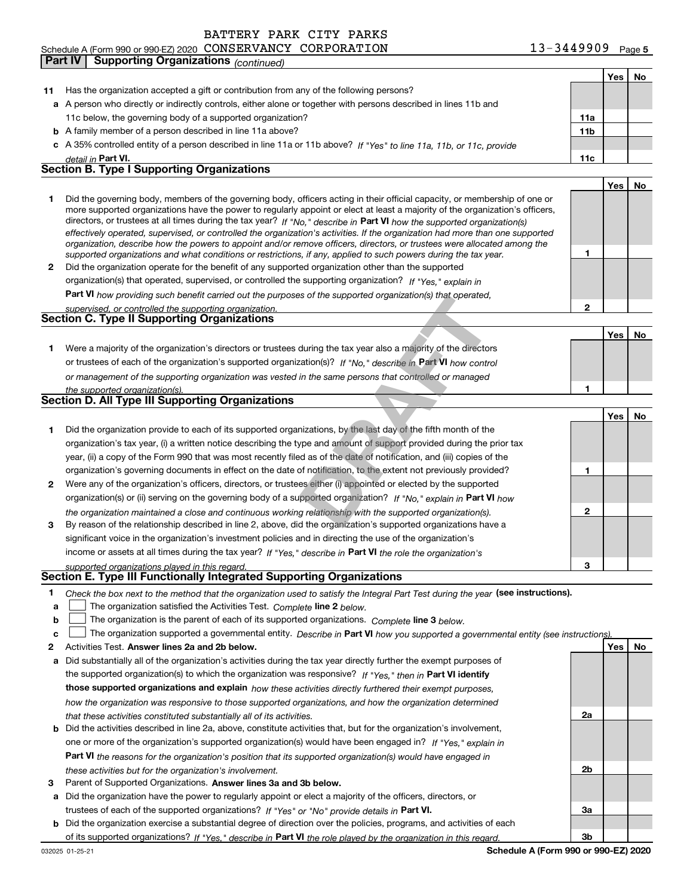BATTERY PARK CITY PARKS

Schedule A (Form 990 or 990-EZ) 2020 CONSERVANCY CORPORATION 13-3449909 Page 5

**Part IV | Supporting Organizations** *(continued)*

| | | | Yes | No |
|---|---|---|---|---|
| **11** | Has the organization accepted a gift or contribution from any of the following persons? | | | |
| **a** | A person who directly or indirectly controls, either alone or together with persons described in lines 11b and 11c below, the governing body of a supported organization? | **11a** | | |
| **b** | A family member of a person described in line 11a above? | **11b** | | |
| **c** | A 35% controlled entity of a person described in line 11a or 11b above? *If "Yes" to line 11a, 11b, or 11c, provide detail in* **Part VI.** | **11c** | | |

## Section B. Type I Supporting Organizations

| | | | Yes | No |
|---|---|---|---|---|
| **1** | Did the governing body, members of the governing body, officers acting in their official capacity, or membership of one or more supported organizations have the power to regularly appoint or elect at least a majority of the organization's officers, directors, or trustees at all times during the tax year? *If "No," describe in* **Part VI** *how the supported organization(s) effectively operated, supervised, or controlled the organization's activities. If the organization had more than one supported organization, describe how the powers to appoint and/or remove officers, directors, or trustees were allocated among the supported organizations and what conditions or restrictions, if any, applied to such powers during the tax year.* | **1** | | |
| **2** | Did the organization operate for the benefit of any supported organization other than the supported organization(s) that operated, supervised, or controlled the supporting organization? *If "Yes," explain in* **Part VI** *how providing such benefit carried out the purposes of the supported organization(s) that operated, supervised, or controlled the supporting organization.* | **2** | | |

## Section C. Type II Supporting Organizations

| | | | Yes | No |
|---|---|---|---|---|
| **1** | Were a majority of the organization's directors or trustees during the tax year also a majority of the directors or trustees of each of the organization's supported organization(s)? *If "No," describe in* **Part VI** *how control or management of the supporting organization was vested in the same persons that controlled or managed the supported organization(s).* | **1** | | |

## Section D. All Type III Supporting Organizations

| | | | Yes | No |
|---|---|---|---|---|
| **1** | Did the organization provide to each of its supported organizations, by the last day of the fifth month of the organization's tax year, (i) a written notice describing the type and amount of support provided during the prior tax year, (ii) a copy of the Form 990 that was most recently filed as of the date of notification, and (iii) copies of the organization's governing documents in effect on the date of notification, to the extent not previously provided? | **1** | | |
| **2** | Were any of the organization's officers, directors, or trustees either (i) appointed or elected by the supported organization(s) or (ii) serving on the governing body of a supported organization? *If "No," explain in* **Part VI** *how the organization maintained a close and continuous working relationship with the supported organization(s).* | **2** | | |
| **3** | By reason of the relationship described in line 2, above, did the organization's supported organizations have a significant voice in the organization's investment policies and in directing the use of the organization's income or assets at all times during the tax year? *If "Yes," describe in* **Part VI** *the role the organization's supported organizations played in this regard.* | **3** | | |

## Section E. Type III Functionally Integrated Supporting Organizations

**1** *Check the box next to the method that the organization used to satisfy the Integral Part Test during the year* **(see instructions).**

- **a** ☐ The organization satisfied the Activities Test. *Complete* **line 2** *below.*
- **b** ☐ The organization is the parent of each of its supported organizations. *Complete* **line 3** *below.*
- **c** ☐ The organization supported a governmental entity. *Describe in* **Part VI** *how you supported a governmental entity (see instructions).*

| | | | Yes | No |
|---|---|---|---|---|
| **2** | Activities Test. **Answer lines 2a and 2b below.** | | | |
| **a** | Did substantially all of the organization's activities during the tax year directly further the exempt purposes of the supported organization(s) to which the organization was responsive? *If "Yes," then in* **Part VI identify those supported organizations and explain** *how these activities directly furthered their exempt purposes, how the organization was responsive to those supported organizations, and how the organization determined that these activities constituted substantially all of its activities.* | **2a** | | |
| **b** | Did the activities described in line 2a, above, constitute activities that, but for the organization's involvement, one or more of the organization's supported organization(s) would have been engaged in? *If "Yes," explain in* **Part VI** *the reasons for the organization's position that its supported organization(s) would have engaged in these activities but for the organization's involvement.* | **2b** | | |
| **3** | Parent of Supported Organizations. **Answer lines 3a and 3b below.** | | | |
| **a** | Did the organization have the power to regularly appoint or elect a majority of the officers, directors, or trustees of each of the supported organizations? *If "Yes" or "No" provide details in* **Part VI.** | **3a** | | |
| **b** | Did the organization exercise a substantial degree of direction over the policies, programs, and activities of each of its supported organizations? *If "Yes," describe in* **Part VI** *the role played by the organization in this regard.* | **3b** | | |

032025 01-25-21 **Schedule A (Form 990 or 990-EZ) 2020**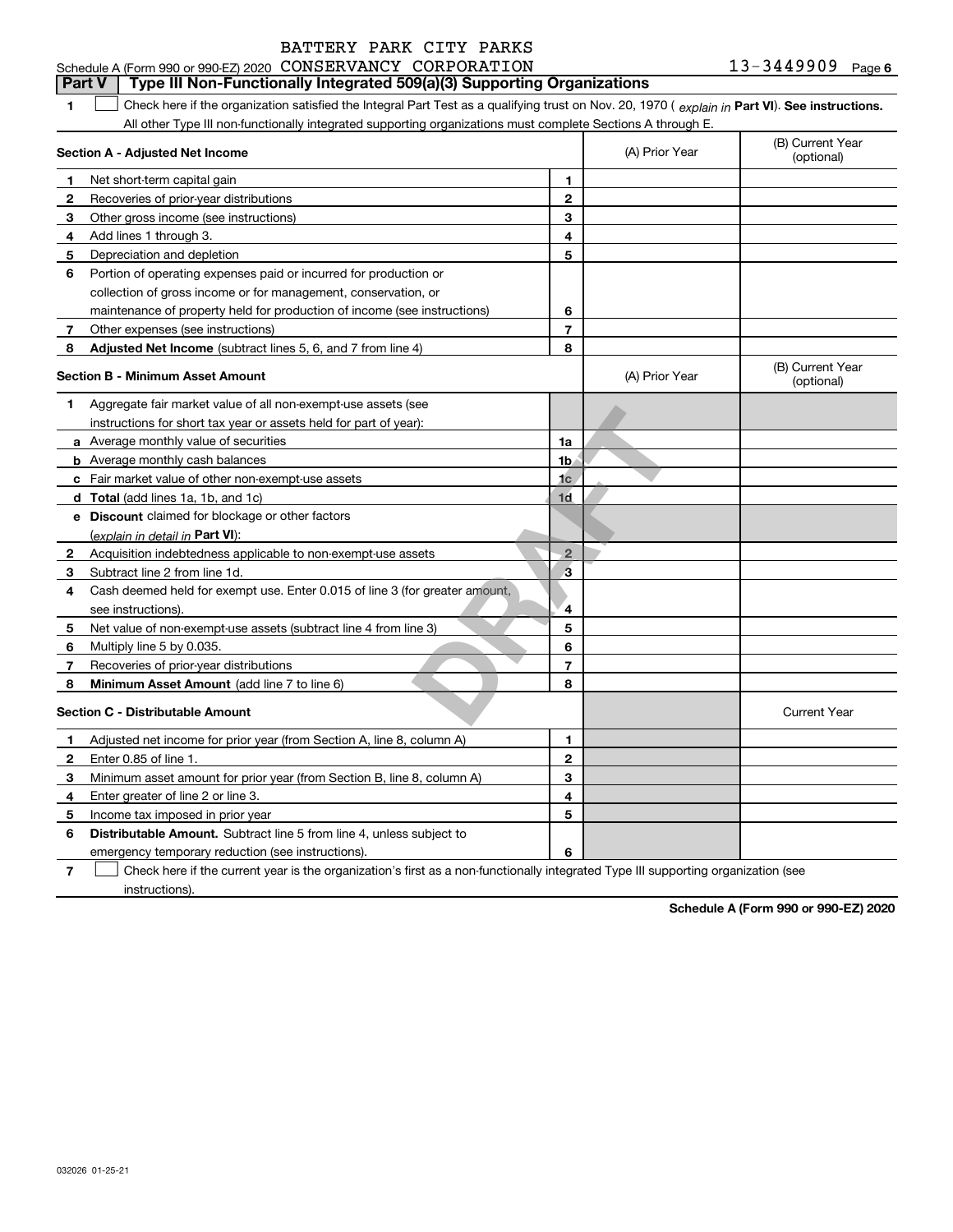Schedule A (Form 990 or 990-EZ) 2020 BATTERY PARK CITY PARKS CONSERVANCY CORPORATION 13-3449909 Page 6

## Part V Type III Non-Functionally Integrated 509(a)(3) Supporting Organizations

**1** ☐ Check here if the organization satisfied the Integral Part Test as a qualifying trust on Nov. 20, 1970 ( *explain in* **Part VI**). **See instructions.** All other Type III non-functionally integrated supporting organizations must complete Sections A through E.

| **Section A - Adjusted Net Income** | | | (A) Prior Year | (B) Current Year (optional) |
|---|---|---|---|---|
| **1** | Net short-term capital gain | 1 | | |
| **2** | Recoveries of prior-year distributions | 2 | | |
| **3** | Other gross income (see instructions) | 3 | | |
| **4** | Add lines 1 through 3. | 4 | | |
| **5** | Depreciation and depletion | 5 | | |
| **6** | Portion of operating expenses paid or incurred for production or collection of gross income or for management, conservation, or maintenance of property held for production of income (see instructions) | 6 | | |
| **7** | Other expenses (see instructions) | 7 | | |
| **8** | **Adjusted Net Income** (subtract lines 5, 6, and 7 from line 4) | 8 | | |

| **Section B - Minimum Asset Amount** | | | (A) Prior Year | (B) Current Year (optional) |
|---|---|---|---|---|
| **1** | Aggregate fair market value of all non-exempt-use assets (see instructions for short tax year or assets held for part of year): | | | |
| **a** | Average monthly value of securities | 1a | | |
| **b** | Average monthly cash balances | 1b | | |
| **c** | Fair market value of other non-exempt-use assets | 1c | | |
| **d** | **Total** (add lines 1a, 1b, and 1c) | 1d | | |
| **e** | **Discount** claimed for blockage or other factors (*explain in detail in* **Part VI**): | | | |
| **2** | Acquisition indebtedness applicable to non-exempt-use assets | 2 | | |
| **3** | Subtract line 2 from line 1d. | 3 | | |
| **4** | Cash deemed held for exempt use. Enter 0.015 of line 3 (for greater amount, see instructions). | 4 | | |
| **5** | Net value of non-exempt-use assets (subtract line 4 from line 3) | 5 | | |
| **6** | Multiply line 5 by 0.035. | 6 | | |
| **7** | Recoveries of prior-year distributions | 7 | | |
| **8** | **Minimum Asset Amount** (add line 7 to line 6) | 8 | | |

| **Section C - Distributable Amount** | | | | Current Year |
|---|---|---|---|---|
| **1** | Adjusted net income for prior year (from Section A, line 8, column A) | 1 | | |
| **2** | Enter 0.85 of line 1. | 2 | | |
| **3** | Minimum asset amount for prior year (from Section B, line 8, column A) | 3 | | |
| **4** | Enter greater of line 2 or line 3. | 4 | | |
| **5** | Income tax imposed in prior year | 5 | | |
| **6** | **Distributable Amount.** Subtract line 5 from line 4, unless subject to emergency temporary reduction (see instructions). | 6 | | |

**7** ☐ Check here if the current year is the organization's first as a non-functionally integrated Type III supporting organization (see instructions).

**Schedule A (Form 990 or 990-EZ) 2020**

032026 01-25-21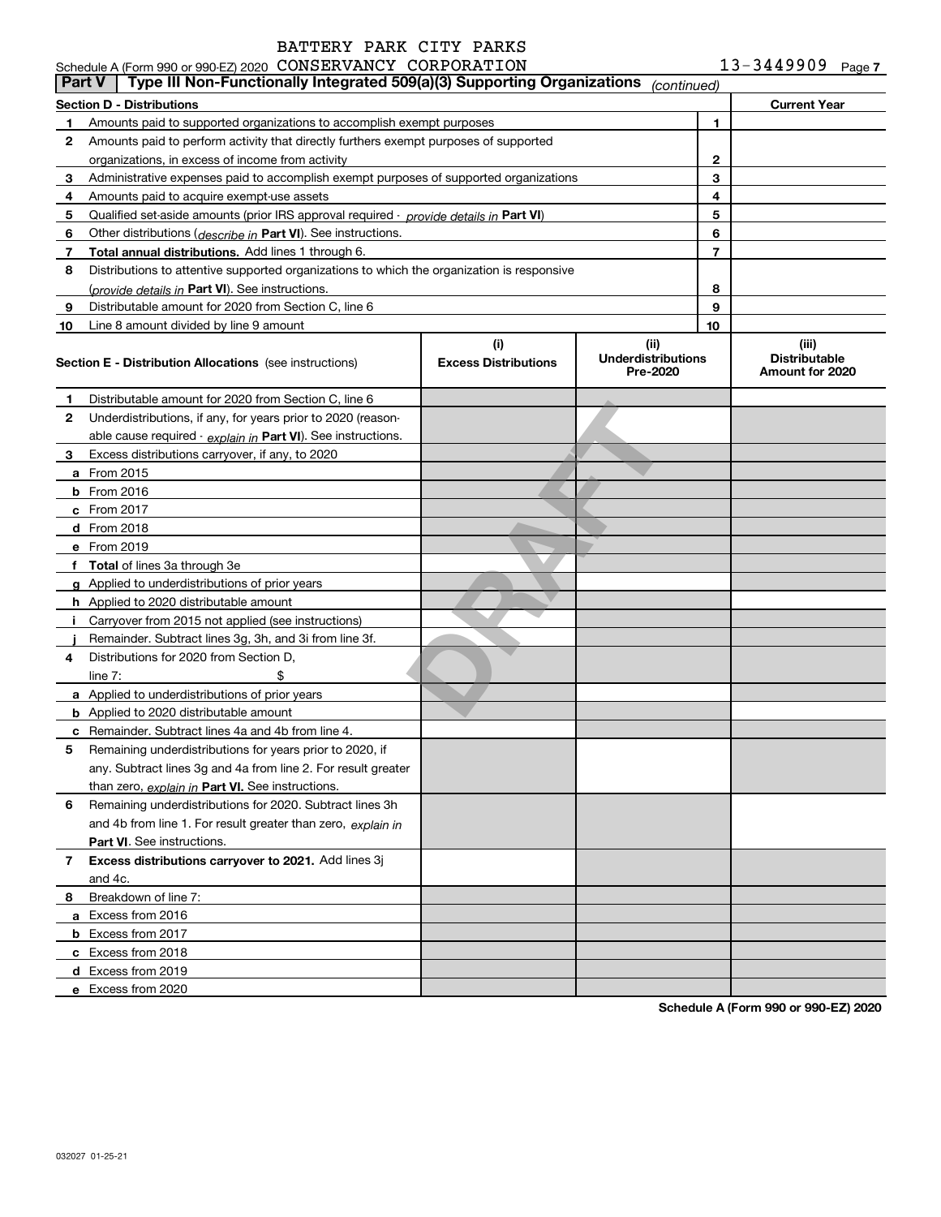BATTERY PARK CITY PARKS

Schedule A (Form 990 or 990-EZ) 2020 CONSERVANCY CORPORATION 13-3449909 Page 7

## Part V | Type III Non-Functionally Integrated 509(a)(3) Supporting Organizations *(continued)*

| Section D - Distributions | | | Current Year |
|---|---|---|---|
| 1 | Amounts paid to supported organizations to accomplish exempt purposes | 1 | |
| 2 | Amounts paid to perform activity that directly furthers exempt purposes of supported organizations, in excess of income from activity | 2 | |
| 3 | Administrative expenses paid to accomplish exempt purposes of supported organizations | 3 | |
| 4 | Amounts paid to acquire exempt-use assets | 4 | |
| 5 | Qualified set-aside amounts (prior IRS approval required - *provide details in* **Part VI**) | 5 | |
| 6 | Other distributions (*describe in* **Part VI**). See instructions. | 6 | |
| 7 | **Total annual distributions.** Add lines 1 through 6. | 7 | |
| 8 | Distributions to attentive supported organizations to which the organization is responsive (*provide details in* **Part VI**). See instructions. | 8 | |
| 9 | Distributable amount for 2020 from Section C, line 6 | 9 | |
| 10 | Line 8 amount divided by line 9 amount | 10 | |

| | Section E - Distribution Allocations (see instructions) | (i) Excess Distributions | (ii) Underdistributions Pre-2020 | (iii) Distributable Amount for 2020 |
|---|---|---|---|---|
| 1 | Distributable amount for 2020 from Section C, line 6 | | | |
| 2 | Underdistributions, if any, for years prior to 2020 (reasonable cause required - *explain in* **Part VI**). See instructions. | | | |
| 3 | Excess distributions carryover, if any, to 2020 | | | |
| a | From 2015 | | | |
| b | From 2016 | | | |
| c | From 2017 | | | |
| d | From 2018 | | | |
| e | From 2019 | | | |
| f | **Total** of lines 3a through 3e | | | |
| g | Applied to underdistributions of prior years | | | |
| h | Applied to 2020 distributable amount | | | |
| i | Carryover from 2015 not applied (see instructions) | | | |
| j | Remainder. Subtract lines 3g, 3h, and 3i from line 3f. | | | |
| 4 | Distributions for 2020 from Section D, line 7: $ | | | |
| a | Applied to underdistributions of prior years | | | |
| b | Applied to 2020 distributable amount | | | |
| c | Remainder. Subtract lines 4a and 4b from line 4. | | | |
| 5 | Remaining underdistributions for years prior to 2020, if any. Subtract lines 3g and 4a from line 2. For result greater than zero, *explain in* **Part VI.** See instructions. | | | |
| 6 | Remaining underdistributions for 2020. Subtract lines 3h and 4b from line 1. For result greater than zero, *explain in* **Part VI**. See instructions. | | | |
| 7 | **Excess distributions carryover to 2021.** Add lines 3j and 4c. | | | |
| 8 | Breakdown of line 7: | | | |
| a | Excess from 2016 | | | |
| b | Excess from 2017 | | | |
| c | Excess from 2018 | | | |
| d | Excess from 2019 | | | |
| e | Excess from 2020 | | | |

DRAFT

**Schedule A (Form 990 or 990-EZ) 2020**

032027 01-25-21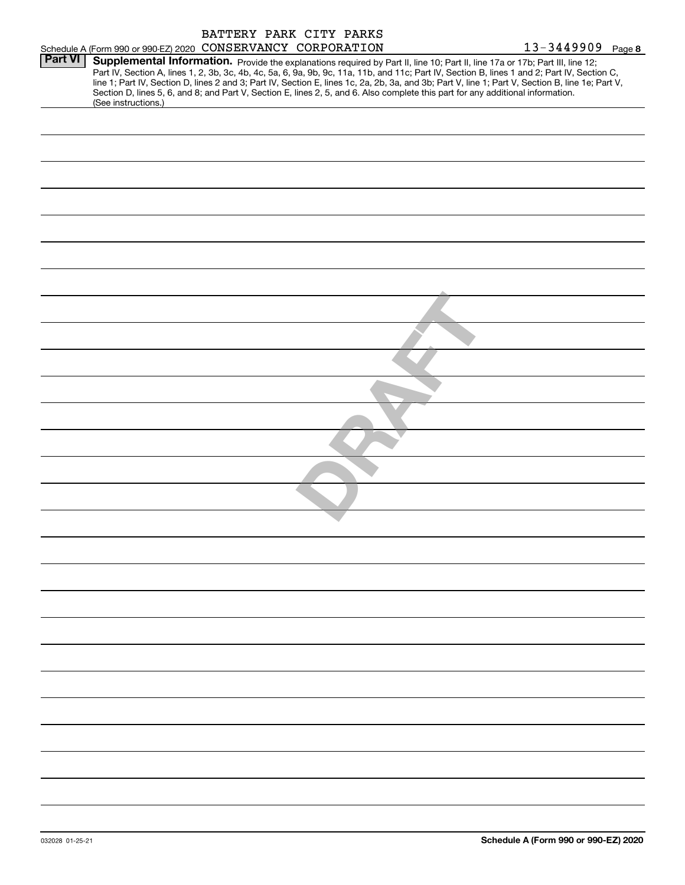Schedule A (Form 990 or 990-EZ) 2020 BATTERY PARK CITY PARKS CONSERVANCY CORPORATION 13-3449909 Page **8**

## Part VI Supplemental Information.

Provide the explanations required by Part II, line 10; Part II, line 17a or 17b; Part III, line 12; Part IV, Section A, lines 1, 2, 3b, 3c, 4b, 4c, 5a, 6, 9a, 9b, 9c, 11a, 11b, and 11c; Part IV, Section B, lines 1 and 2; Part IV, Section C, line 1; Part IV, Section D, lines 2 and 3; Part IV, Section E, lines 1c, 2a, 2b, 3a, and 3b; Part V, line 1; Part V, Section B, line 1e; Part V, Section D, lines 5, 6, and 8; and Part V, Section E, lines 2, 5, and 6. Also complete this part for any additional information. (See instructions.)

DRAFT

032028 01-25-21

**Schedule A (Form 990 or 990-EZ) 2020**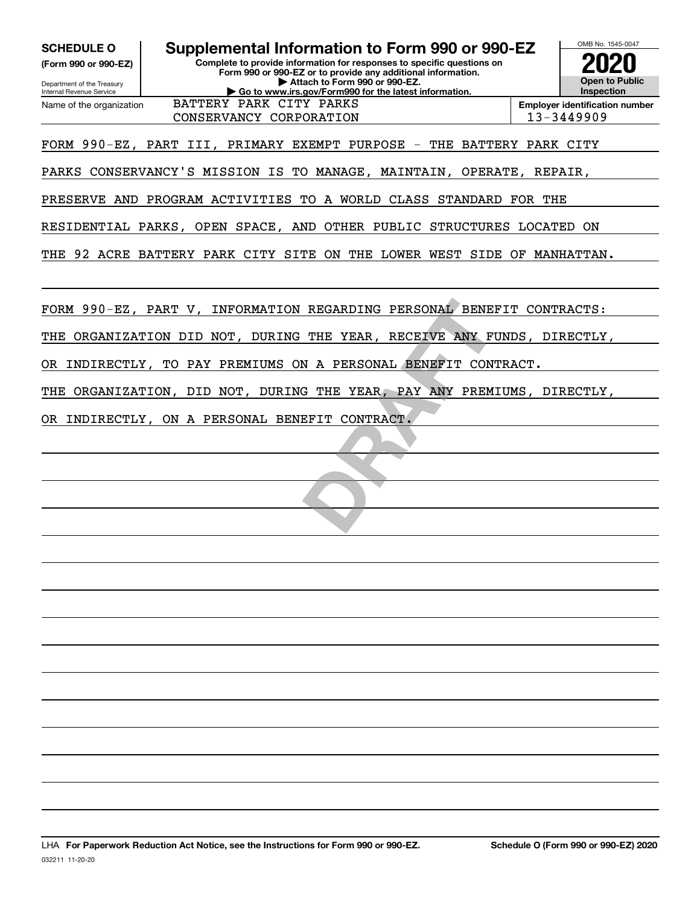**SCHEDULE O**
**(Form 990 or 990-EZ)**

Department of the Treasury
Internal Revenue Service

# Supplemental Information to Form 990 or 990-EZ

**Complete to provide information for responses to specific questions on Form 990 or 990-EZ or to provide any additional information.**
**▶ Attach to Form 990 or 990-EZ.**
**▶ Go to www.irs.gov/Form990 for the latest information.**

OMB No. 1545-0047

**2020**

**Open to Public Inspection**

| Name of the organization | Employer identification number |
| --- | --- |
| BATTERY PARK CITY PARKS CONSERVANCY CORPORATION | 13-3449909 |

FORM 990-EZ, PART III, PRIMARY EXEMPT PURPOSE - THE BATTERY PARK CITY PARKS CONSERVANCY'S MISSION IS TO MANAGE, MAINTAIN, OPERATE, REPAIR, PRESERVE AND PROGRAM ACTIVITIES TO A WORLD CLASS STANDARD FOR THE RESIDENTIAL PARKS, OPEN SPACE, AND OTHER PUBLIC STRUCTURES LOCATED ON THE 92 ACRE BATTERY PARK CITY SITE ON THE LOWER WEST SIDE OF MANHATTAN.

FORM 990-EZ, PART V, INFORMATION REGARDING PERSONAL BENEFIT CONTRACTS: THE ORGANIZATION DID NOT, DURING THE YEAR, RECEIVE ANY FUNDS, DIRECTLY, OR INDIRECTLY, TO PAY PREMIUMS ON A PERSONAL BENEFIT CONTRACT. THE ORGANIZATION, DID NOT, DURING THE YEAR, PAY ANY PREMIUMS, DIRECTLY, OR INDIRECTLY, ON A PERSONAL BENEFIT CONTRACT.

DRAFT

LHA **For Paperwork Reduction Act Notice, see the Instructions for Form 990 or 990-EZ.** **Schedule O (Form 990 or 990-EZ) 2020**

032211 11-20-20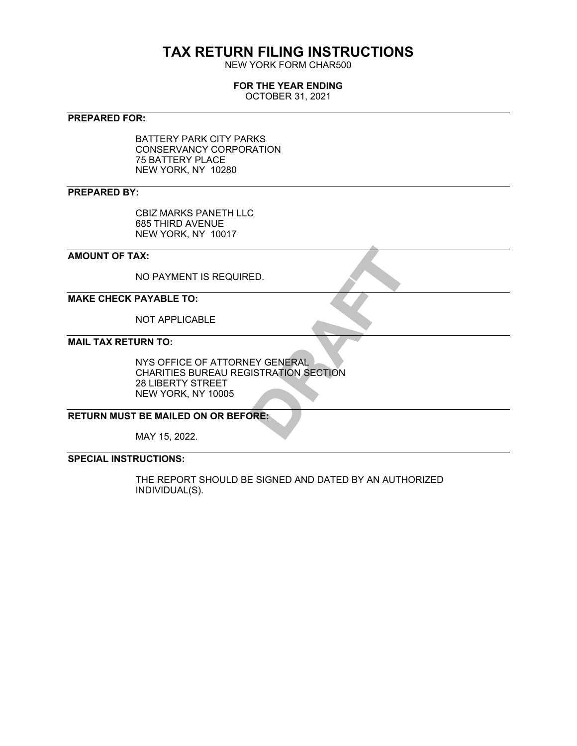# TAX RETURN FILING INSTRUCTIONS

NEW YORK FORM CHAR500

**FOR THE YEAR ENDING**

OCTOBER 31, 2021

**PREPARED FOR:**

BATTERY PARK CITY PARKS
CONSERVANCY CORPORATION
75 BATTERY PLACE
NEW YORK, NY 10280

**PREPARED BY:**

CBIZ MARKS PANETH LLC
685 THIRD AVENUE
NEW YORK, NY 10017

**AMOUNT OF TAX:**

NO PAYMENT IS REQUIRED.

**MAKE CHECK PAYABLE TO:**

NOT APPLICABLE

**MAIL TAX RETURN TO:**

NYS OFFICE OF ATTORNEY GENERAL
CHARITIES BUREAU REGISTRATION SECTION
28 LIBERTY STREET
NEW YORK, NY 10005

**RETURN MUST BE MAILED ON OR BEFORE:**

MAY 15, 2022.

**SPECIAL INSTRUCTIONS:**

THE REPORT SHOULD BE SIGNED AND DATED BY AN AUTHORIZED INDIVIDUAL(S).

DRAFT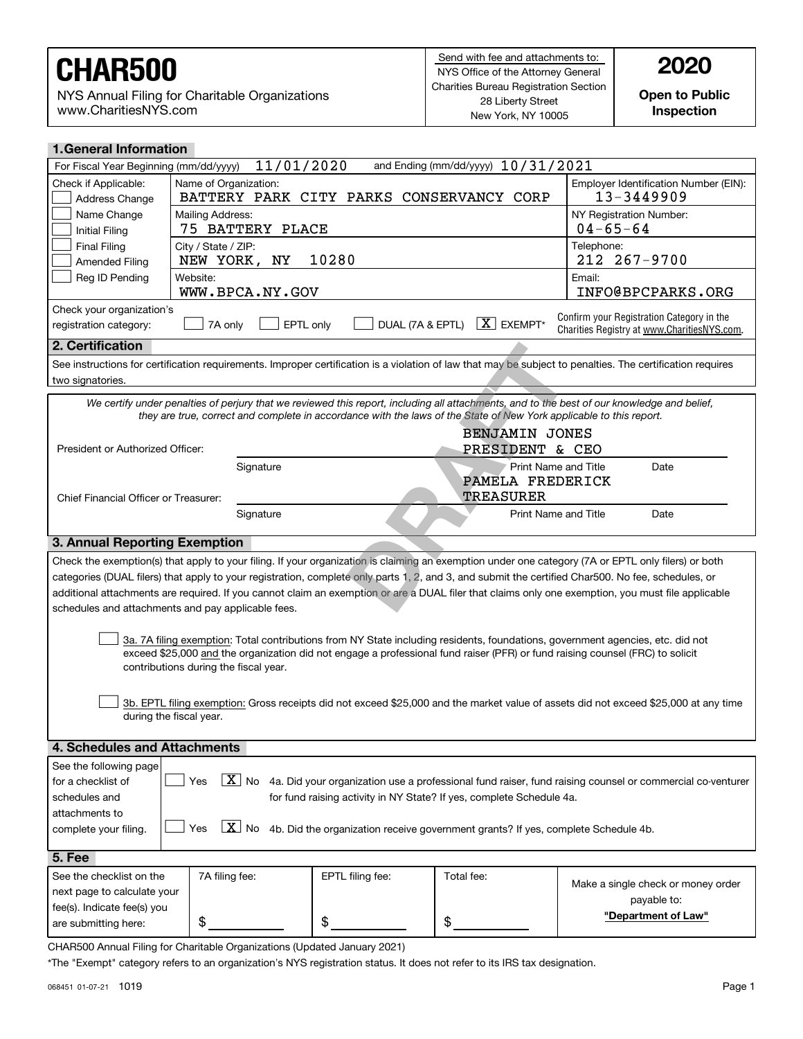# CHAR500

NYS Annual Filing for Charitable Organizations
www.CharitiesNYS.com

Send with fee and attachments to:
NYS Office of the Attorney General
Charities Bureau Registration Section
28 Liberty Street
New York, NY 10005

**2020**

**Open to Public Inspection**

## 1. General Information

For Fiscal Year Beginning (mm/dd/yyyy) 11/01/2020 and Ending (mm/dd/yyyy) 10/31/2021

| Check if Applicable: | | |
|---|---|---|
| ☐ Address Change<br>☐ Name Change<br>☐ Initial Filing<br>☐ Final Filing<br>☐ Amended Filing<br>☐ Reg ID Pending | Name of Organization: BATTERY PARK CITY PARKS CONSERVANCY CORP | Employer Identification Number (EIN): 13-3449909 |
| | Mailing Address: 75 BATTERY PLACE | NY Registration Number: 04-65-64 |
| | City / State / ZIP: NEW YORK, NY 10280 | Telephone: 212 267-9700 |
| | Website: WWW.BPCA.NY.GOV | Email: INFO@BPCPARKS.ORG |

Check your organization's registration category: ☐ 7A only ☐ EPTL only ☐ DUAL (7A & EPTL) [X] EXEMPT*

Confirm your Registration Category in the Charities Registry at www.CharitiesNYS.com.

## 2. Certification

See instructions for certification requirements. Improper certification is a violation of law that may be subject to penalties. The certification requires two signatories.

*We certify under penalties of perjury that we reviewed this report, including all attachments, and to the best of our knowledge and belief, they are true, correct and complete in accordance with the laws of the State of New York applicable to this report.*

President or Authorized Officer: Signature ______ Print Name and Title: BENJAMIN JONES PRESIDENT & CEO Date ______

Chief Financial Officer or Treasurer: Signature ______ Print Name and Title: PAMELA FREDERICK TREASURER Date ______

DRAFT

## 3. Annual Reporting Exemption

Check the exemption(s) that apply to your filing. If your organization is claiming an exemption under one category (7A or EPTL only filers) or both categories (DUAL filers) that apply to your registration, complete only parts 1, 2, and 3, and submit the certified Char500. No fee, schedules, or additional attachments are required. If you cannot claim an exemption or are a DUAL filer that claims only one exemption, you must file applicable schedules and attachments and pay applicable fees.

☐ 3a. 7A filing exemption: Total contributions from NY State including residents, foundations, government agencies, etc. did not exceed $25,000 and the organization did not engage a professional fund raiser (PFR) or fund raising counsel (FRC) to solicit contributions during the fiscal year.

☐ 3b. EPTL filing exemption: Gross receipts did not exceed $25,000 and the market value of assets did not exceed $25,000 at any time during the fiscal year.

## 4. Schedules and Attachments

See the following page for a checklist of schedules and attachments to complete your filing.

☐ Yes [X] No 4a. Did your organization use a professional fund raiser, fund raising counsel or commercial co-venturer for fund raising activity in NY State? If yes, complete Schedule 4a.

☐ Yes [X] No 4b. Did the organization receive government grants? If yes, complete Schedule 4b.

## 5. Fee

| See the checklist on the next page to calculate your fee(s). Indicate fee(s) you are submitting here: | 7A filing fee: | EPTL filing fee: | Total fee: | Make a single check or money order payable to: |
|---|---|---|---|---|
| | $ | $ | $ | **"Department of Law"** |

CHAR500 Annual Filing for Charitable Organizations (Updated January 2021)

*The "Exempt" category refers to an organization's NYS registration status. It does not refer to its IRS tax designation.

068451 01-07-21 1019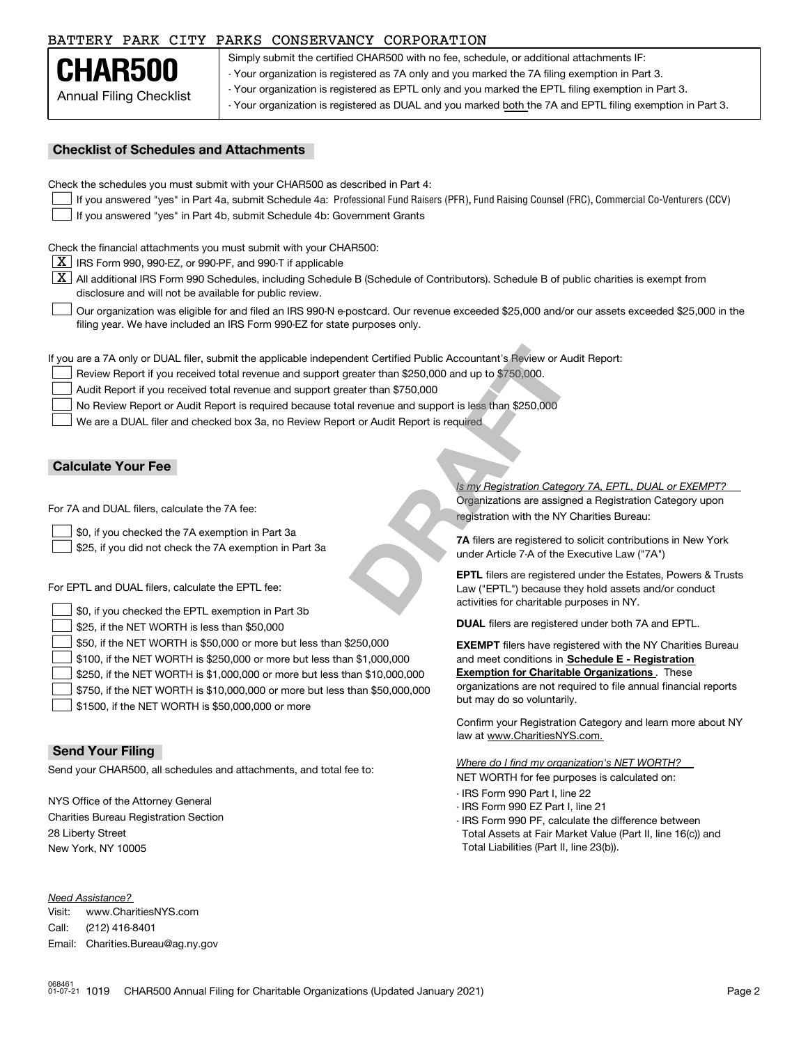BATTERY PARK CITY PARKS CONSERVANCY CORPORATION

# CHAR500

Annual Filing Checklist

Simply submit the certified CHAR500 with no fee, schedule, or additional attachments IF:

- Your organization is registered as 7A only and you marked the 7A filing exemption in Part 3.
- Your organization is registered as EPTL only and you marked the EPTL filing exemption in Part 3.
- Your organization is registered as DUAL and you marked both the 7A and EPTL filing exemption in Part 3.

## Checklist of Schedules and Attachments

Check the schedules you must submit with your CHAR500 as described in Part 4:

- [ ] If you answered "yes" in Part 4a, submit Schedule 4a: Professional Fund Raisers (PFR), Fund Raising Counsel (FRC), Commercial Co-Venturers (CCV)
- [ ] If you answered "yes" in Part 4b, submit Schedule 4b: Government Grants

Check the financial attachments you must submit with your CHAR500:

- [X] IRS Form 990, 990-EZ, or 990-PF, and 990-T if applicable
- [X] All additional IRS Form 990 Schedules, including Schedule B (Schedule of Contributors). Schedule B of public charities is exempt from disclosure and will not be available for public review.
- [ ] Our organization was eligible for and filed an IRS 990-N e-postcard. Our revenue exceeded $25,000 and/or our assets exceeded $25,000 in the filing year. We have included an IRS Form 990-EZ for state purposes only.

If you are a 7A only or DUAL filer, submit the applicable independent Certified Public Accountant's Review or Audit Report:

- [ ] Review Report if you received total revenue and support greater than $250,000 and up to $750,000.
- [ ] Audit Report if you received total revenue and support greater than $750,000
- [ ] No Review Report or Audit Report is required because total revenue and support is less than $250,000
- [ ] We are a DUAL filer and checked box 3a, no Review Report or Audit Report is required

DRAFT

## Calculate Your Fee

For 7A and DUAL filers, calculate the 7A fee:

- [ ] $0, if you checked the 7A exemption in Part 3a
- [ ] $25, if you did not check the 7A exemption in Part 3a

For EPTL and DUAL filers, calculate the EPTL fee:

- [ ] $0, if you checked the EPTL exemption in Part 3b
- [ ] $25, if the NET WORTH is less than $50,000
- [ ] $50, if the NET WORTH is $50,000 or more but less than $250,000
- [ ] $100, if the NET WORTH is $250,000 or more but less than $1,000,000
- [ ] $250, if the NET WORTH is $1,000,000 or more but less than $10,000,000
- [ ] $750, if the NET WORTH is $10,000,000 or more but less than $50,000,000
- [ ] $1500, if the NET WORTH is $50,000,000 or more

*Is my Registration Category 7A, EPTL, DUAL or EXEMPT?*

Organizations are assigned a Registration Category upon registration with the NY Charities Bureau:

**7A** filers are registered to solicit contributions in New York under Article 7-A of the Executive Law ("7A")

**EPTL** filers are registered under the Estates, Powers & Trusts Law ("EPTL") because they hold assets and/or conduct activities for charitable purposes in NY.

**DUAL** filers are registered under both 7A and EPTL.

**EXEMPT** filers have registered with the NY Charities Bureau and meet conditions in **Schedule E - Registration Exemption for Charitable Organizations**. These organizations are not required to file annual financial reports but may do so voluntarily.

Confirm your Registration Category and learn more about NY law at www.CharitiesNYS.com.

*Where do I find my organization's NET WORTH?*

NET WORTH for fee purposes is calculated on:

- IRS Form 990 Part I, line 22
- IRS Form 990 EZ Part I, line 21
- IRS Form 990 PF, calculate the difference between Total Assets at Fair Market Value (Part II, line 16(c)) and Total Liabilities (Part II, line 23(b)).

## Send Your Filing

Send your CHAR500, all schedules and attachments, and total fee to:

NYS Office of the Attorney General
Charities Bureau Registration Section
28 Liberty Street
New York, NY 10005

*Need Assistance?*

Visit: www.CharitiesNYS.com
Call: (212) 416-8401
Email: Charities.Bureau@ag.ny.gov

068461 01-07-21 1019 CHAR500 Annual Filing for Charitable Organizations (Updated January 2021)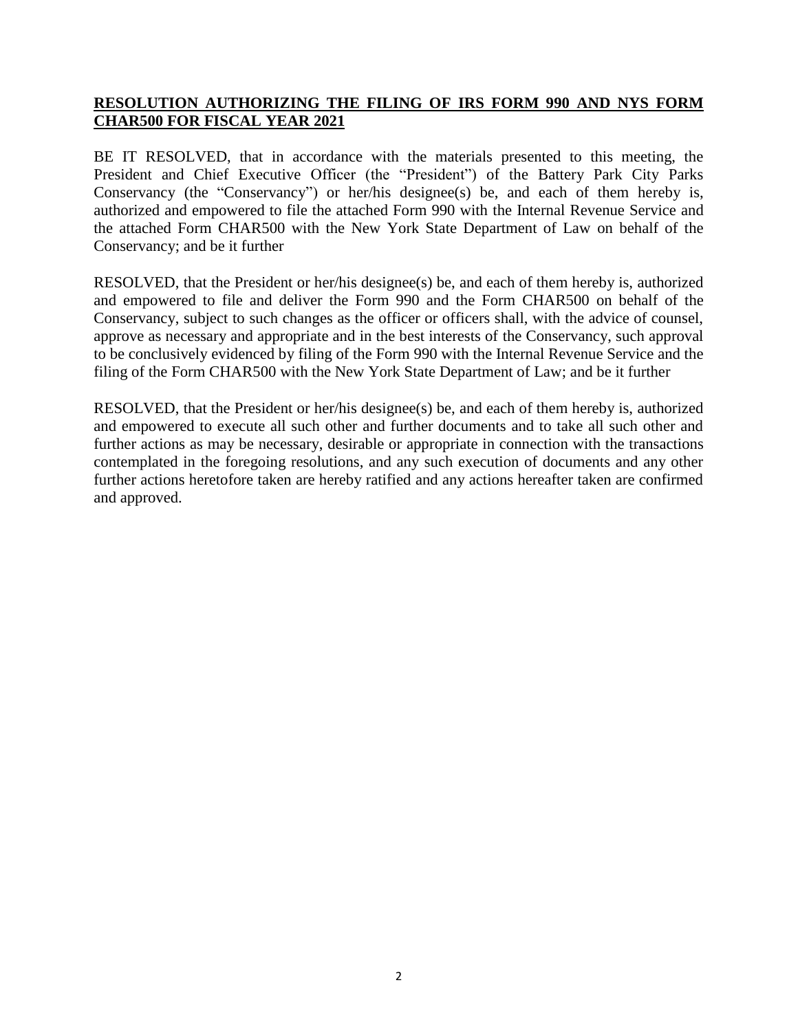**RESOLUTION AUTHORIZING THE FILING OF IRS FORM 990 AND NYS FORM CHAR500 FOR FISCAL YEAR 2021**

BE IT RESOLVED, that in accordance with the materials presented to this meeting, the President and Chief Executive Officer (the "President") of the Battery Park City Parks Conservancy (the "Conservancy") or her/his designee(s) be, and each of them hereby is, authorized and empowered to file the attached Form 990 with the Internal Revenue Service and the attached Form CHAR500 with the New York State Department of Law on behalf of the Conservancy; and be it further

RESOLVED, that the President or her/his designee(s) be, and each of them hereby is, authorized and empowered to file and deliver the Form 990 and the Form CHAR500 on behalf of the Conservancy, subject to such changes as the officer or officers shall, with the advice of counsel, approve as necessary and appropriate and in the best interests of the Conservancy, such approval to be conclusively evidenced by filing of the Form 990 with the Internal Revenue Service and the filing of the Form CHAR500 with the New York State Department of Law; and be it further

RESOLVED, that the President or her/his designee(s) be, and each of them hereby is, authorized and empowered to execute all such other and further documents and to take all such other and further actions as may be necessary, desirable or appropriate in connection with the transactions contemplated in the foregoing resolutions, and any such execution of documents and any other further actions heretofore taken are hereby ratified and any actions hereafter taken are confirmed and approved.